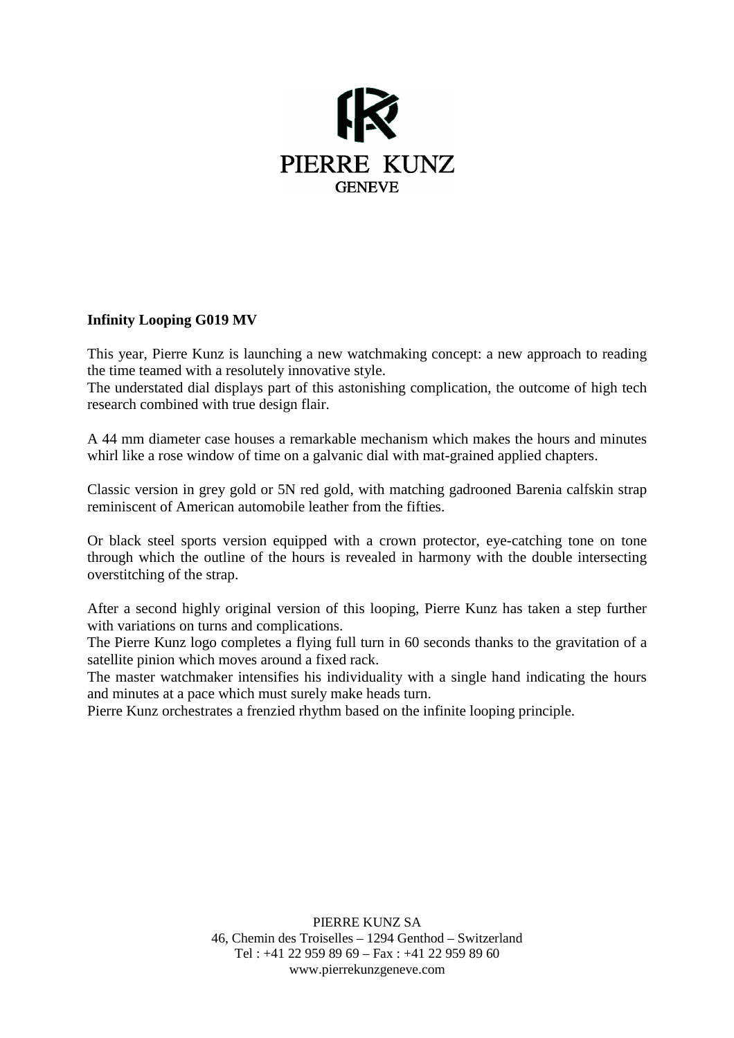PIERRE KUNZ
GENEVE

**Infinity Looping G019 MV**

This year, Pierre Kunz is launching a new watchmaking concept: a new approach to reading the time teamed with a resolutely innovative style.
The understated dial displays part of this astonishing complication, the outcome of high tech research combined with true design flair.

A 44 mm diameter case houses a remarkable mechanism which makes the hours and minutes whirl like a rose window of time on a galvanic dial with mat-grained applied chapters.

Classic version in grey gold or 5N red gold, with matching gadrooned Barenia calfskin strap reminiscent of American automobile leather from the fifties.

Or black steel sports version equipped with a crown protector, eye-catching tone on tone through which the outline of the hours is revealed in harmony with the double intersecting overstitching of the strap.

After a second highly original version of this looping, Pierre Kunz has taken a step further with variations on turns and complications.
The Pierre Kunz logo completes a flying full turn in 60 seconds thanks to the gravitation of a satellite pinion which moves around a fixed rack.
The master watchmaker intensifies his individuality with a single hand indicating the hours and minutes at a pace which must surely make heads turn.
Pierre Kunz orchestrates a frenzied rhythm based on the infinite looping principle.

PIERRE KUNZ SA
46, Chemin des Troiselles – 1294 Genthod – Switzerland
Tel : +41 22 959 89 69 – Fax : +41 22 959 89 60
www.pierrekunzgeneve.com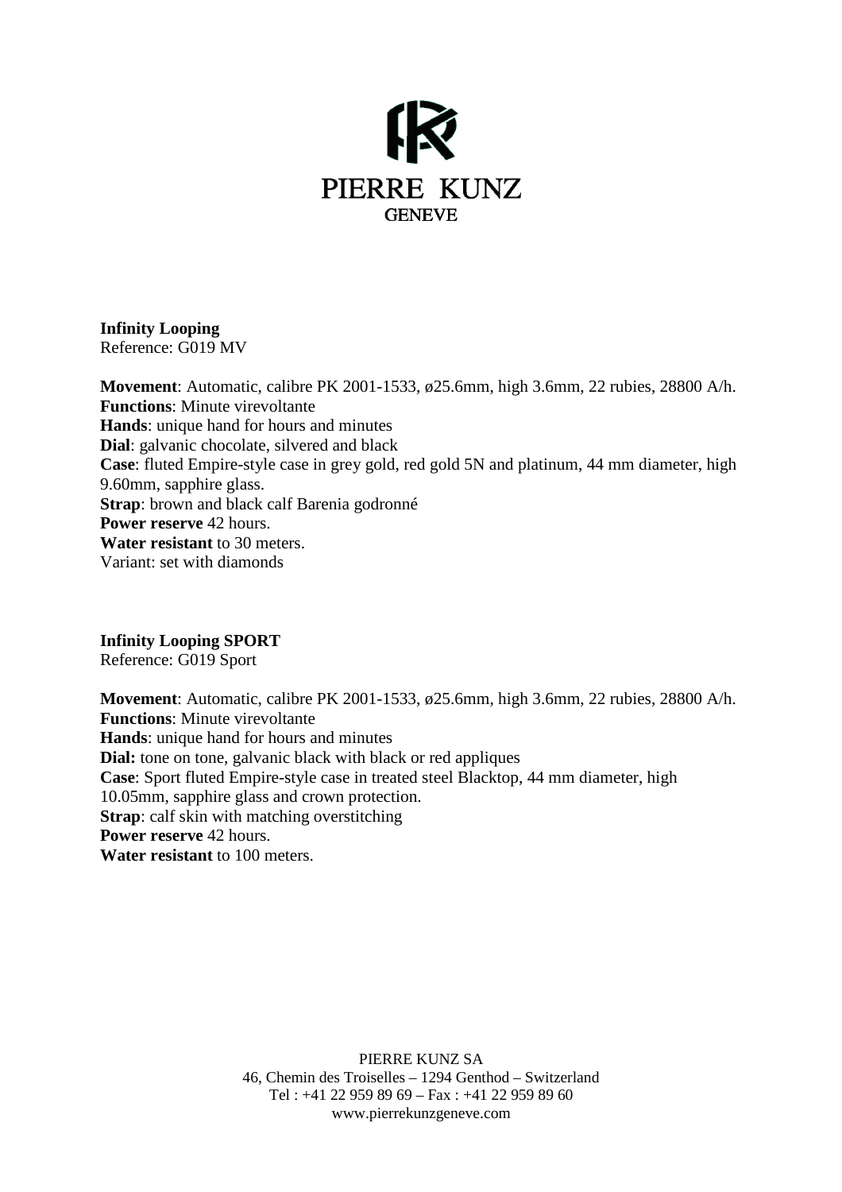PIERRE KUNZ
GENEVE

**Infinity Looping**
Reference: G019 MV

**Movement**: Automatic, calibre PK 2001-1533, ø25.6mm, high 3.6mm, 22 rubies, 28800 A/h.
**Functions**: Minute virevoltante
**Hands**: unique hand for hours and minutes
**Dial**: galvanic chocolate, silvered and black
**Case**: fluted Empire-style case in grey gold, red gold 5N and platinum, 44 mm diameter, high 9.60mm, sapphire glass.
**Strap**: brown and black calf Barenia godronné
**Power reserve** 42 hours.
**Water resistant** to 30 meters.
Variant: set with diamonds

**Infinity Looping SPORT**
Reference: G019 Sport

**Movement**: Automatic, calibre PK 2001-1533, ø25.6mm, high 3.6mm, 22 rubies, 28800 A/h.
**Functions**: Minute virevoltante
**Hands**: unique hand for hours and minutes
**Dial:** tone on tone, galvanic black with black or red appliques
**Case**: Sport fluted Empire-style case in treated steel Blacktop, 44 mm diameter, high 10.05mm, sapphire glass and crown protection.
**Strap**: calf skin with matching overstitching
**Power reserve** 42 hours.
**Water resistant** to 100 meters.

PIERRE KUNZ SA
46, Chemin des Troiselles – 1294 Genthod – Switzerland
Tel : +41 22 959 89 69 – Fax : +41 22 959 89 60
www.pierrekunzgeneve.com